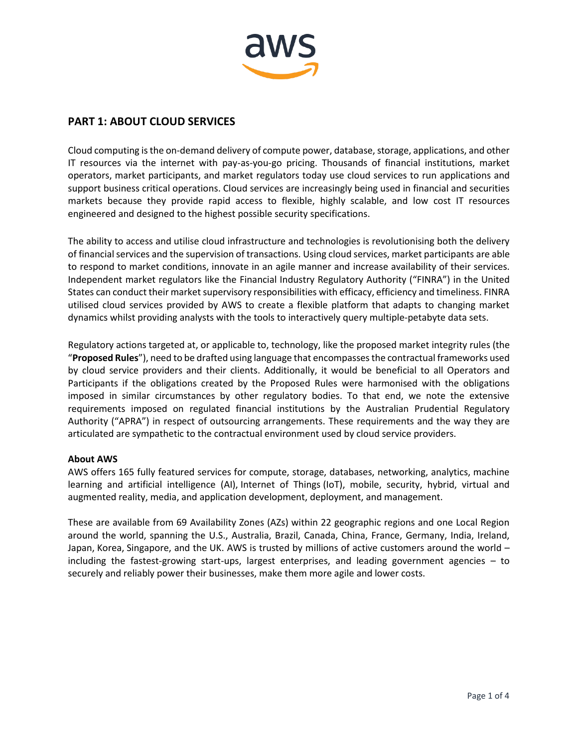## PART 1: ABOUT CLOUD SERVICES

Cloud computing is the on-demand delivery of compute power, database, storage, applications, and other IT resources via the internet with pay-as-you-go pricing. Thousands of financial institutions, market operators, market participants, and market regulators today use cloud services to run applications and support business critical operations. Cloud services are increasingly being used in financial and securities markets because they provide rapid access to flexible, highly scalable, and low cost IT resources engineered and designed to the highest possible security specifications.

The ability to access and utilise cloud infrastructure and technologies is revolutionising both the delivery of financial services and the supervision of transactions. Using cloud services, market participants are able to respond to market conditions, innovate in an agile manner and increase availability of their services. Independent market regulators like the Financial Industry Regulatory Authority ("FINRA") in the United States can conduct their market supervisory responsibilities with efficacy, efficiency and timeliness. FINRA utilised cloud services provided by AWS to create a flexible platform that adapts to changing market dynamics whilst providing analysts with the tools to interactively query multiple-petabyte data sets.

Regulatory actions targeted at, or applicable to, technology, like the proposed market integrity rules (the "**Proposed Rules**"), need to be drafted using language that encompasses the contractual frameworks used by cloud service providers and their clients. Additionally, it would be beneficial to all Operators and Participants if the obligations created by the Proposed Rules were harmonised with the obligations imposed in similar circumstances by other regulatory bodies. To that end, we note the extensive requirements imposed on regulated financial institutions by the Australian Prudential Regulatory Authority ("APRA") in respect of outsourcing arrangements. These requirements and the way they are articulated are sympathetic to the contractual environment used by cloud service providers.

**About AWS**

AWS offers 165 fully featured services for compute, storage, databases, networking, analytics, machine learning and artificial intelligence (AI), Internet of Things (IoT), mobile, security, hybrid, virtual and augmented reality, media, and application development, deployment, and management.

These are available from 69 Availability Zones (AZs) within 22 geographic regions and one Local Region around the world, spanning the U.S., Australia, Brazil, Canada, China, France, Germany, India, Ireland, Japan, Korea, Singapore, and the UK. AWS is trusted by millions of active customers around the world – including the fastest-growing start-ups, largest enterprises, and leading government agencies – to securely and reliably power their businesses, make them more agile and lower costs.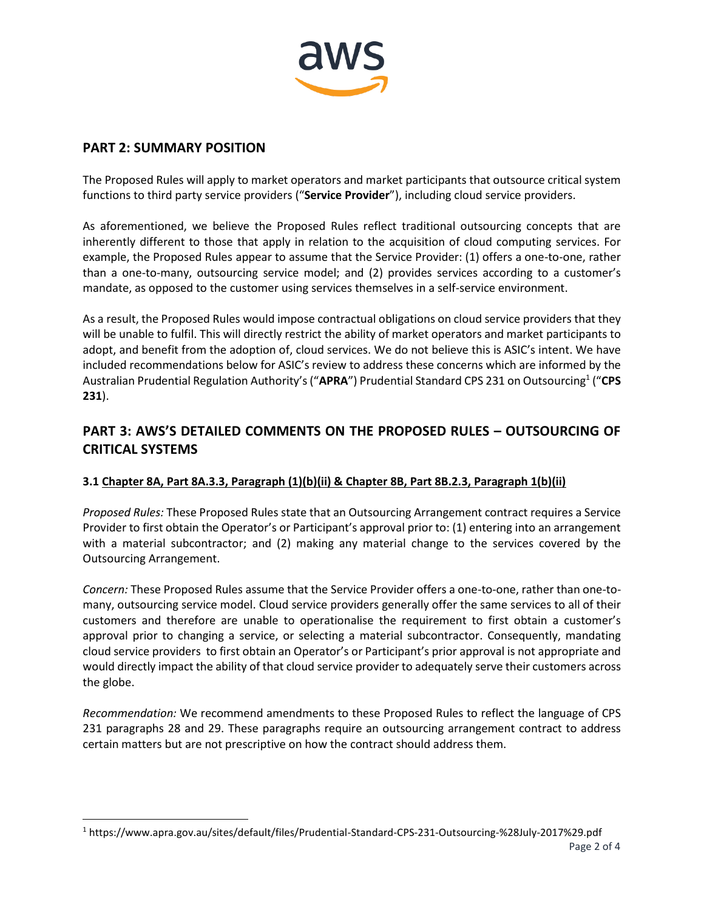## PART 2: SUMMARY POSITION

The Proposed Rules will apply to market operators and market participants that outsource critical system functions to third party service providers ("**Service Provider**"), including cloud service providers.

As aforementioned, we believe the Proposed Rules reflect traditional outsourcing concepts that are inherently different to those that apply in relation to the acquisition of cloud computing services. For example, the Proposed Rules appear to assume that the Service Provider: (1) offers a one-to-one, rather than a one-to-many, outsourcing service model; and (2) provides services according to a customer's mandate, as opposed to the customer using services themselves in a self-service environment.

As a result, the Proposed Rules would impose contractual obligations on cloud service providers that they will be unable to fulfil. This will directly restrict the ability of market operators and market participants to adopt, and benefit from the adoption of, cloud services. We do not believe this is ASIC's intent. We have included recommendations below for ASIC's review to address these concerns which are informed by the Australian Prudential Regulation Authority's ("**APRA**") Prudential Standard CPS 231 on Outsourcing[1] ("**CPS 231**").

## PART 3: AWS'S DETAILED COMMENTS ON THE PROPOSED RULES – OUTSOURCING OF CRITICAL SYSTEMS

### 3.1 Chapter 8A, Part 8A.3.3, Paragraph (1)(b)(ii) & Chapter 8B, Part 8B.2.3, Paragraph 1(b)(ii)

*Proposed Rules:* These Proposed Rules state that an Outsourcing Arrangement contract requires a Service Provider to first obtain the Operator's or Participant's approval prior to: (1) entering into an arrangement with a material subcontractor; and (2) making any material change to the services covered by the Outsourcing Arrangement.

*Concern:* These Proposed Rules assume that the Service Provider offers a one-to-one, rather than one-to-many, outsourcing service model. Cloud service providers generally offer the same services to all of their customers and therefore are unable to operationalise the requirement to first obtain a customer's approval prior to changing a service, or selecting a material subcontractor. Consequently, mandating cloud service providers to first obtain an Operator's or Participant's prior approval is not appropriate and would directly impact the ability of that cloud service provider to adequately serve their customers across the globe.

*Recommendation:* We recommend amendments to these Proposed Rules to reflect the language of CPS 231 paragraphs 28 and 29. These paragraphs require an outsourcing arrangement contract to address certain matters but are not prescriptive on how the contract should address them.

[1] https://www.apra.gov.au/sites/default/files/Prudential-Standard-CPS-231-Outsourcing-%28July-2017%29.pdf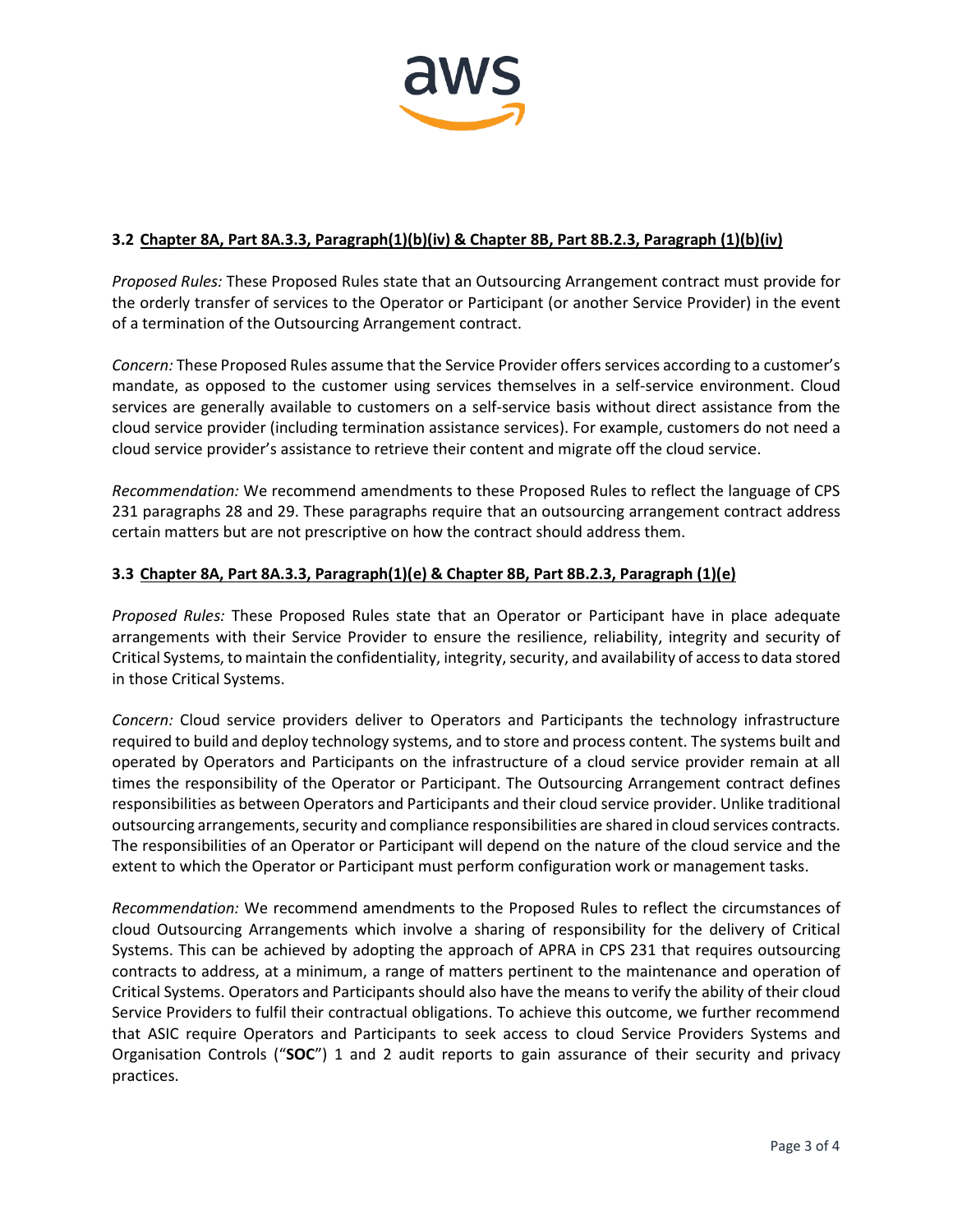### 3.2 Chapter 8A, Part 8A.3.3, Paragraph(1)(b)(iv) & Chapter 8B, Part 8B.2.3, Paragraph (1)(b)(iv)

*Proposed Rules:* These Proposed Rules state that an Outsourcing Arrangement contract must provide for the orderly transfer of services to the Operator or Participant (or another Service Provider) in the event of a termination of the Outsourcing Arrangement contract.

*Concern:* These Proposed Rules assume that the Service Provider offers services according to a customer's mandate, as opposed to the customer using services themselves in a self-service environment. Cloud services are generally available to customers on a self-service basis without direct assistance from the cloud service provider (including termination assistance services). For example, customers do not need a cloud service provider's assistance to retrieve their content and migrate off the cloud service.

*Recommendation:* We recommend amendments to these Proposed Rules to reflect the language of CPS 231 paragraphs 28 and 29. These paragraphs require that an outsourcing arrangement contract address certain matters but are not prescriptive on how the contract should address them.

### 3.3 Chapter 8A, Part 8A.3.3, Paragraph(1)(e) & Chapter 8B, Part 8B.2.3, Paragraph (1)(e)

*Proposed Rules:* These Proposed Rules state that an Operator or Participant have in place adequate arrangements with their Service Provider to ensure the resilience, reliability, integrity and security of Critical Systems, to maintain the confidentiality, integrity, security, and availability of access to data stored in those Critical Systems.

*Concern:* Cloud service providers deliver to Operators and Participants the technology infrastructure required to build and deploy technology systems, and to store and process content. The systems built and operated by Operators and Participants on the infrastructure of a cloud service provider remain at all times the responsibility of the Operator or Participant. The Outsourcing Arrangement contract defines responsibilities as between Operators and Participants and their cloud service provider. Unlike traditional outsourcing arrangements, security and compliance responsibilities are shared in cloud services contracts. The responsibilities of an Operator or Participant will depend on the nature of the cloud service and the extent to which the Operator or Participant must perform configuration work or management tasks.

*Recommendation:* We recommend amendments to the Proposed Rules to reflect the circumstances of cloud Outsourcing Arrangements which involve a sharing of responsibility for the delivery of Critical Systems. This can be achieved by adopting the approach of APRA in CPS 231 that requires outsourcing contracts to address, at a minimum, a range of matters pertinent to the maintenance and operation of Critical Systems. Operators and Participants should also have the means to verify the ability of their cloud Service Providers to fulfil their contractual obligations. To achieve this outcome, we further recommend that ASIC require Operators and Participants to seek access to cloud Service Providers Systems and Organisation Controls ("**SOC**") 1 and 2 audit reports to gain assurance of their security and privacy practices.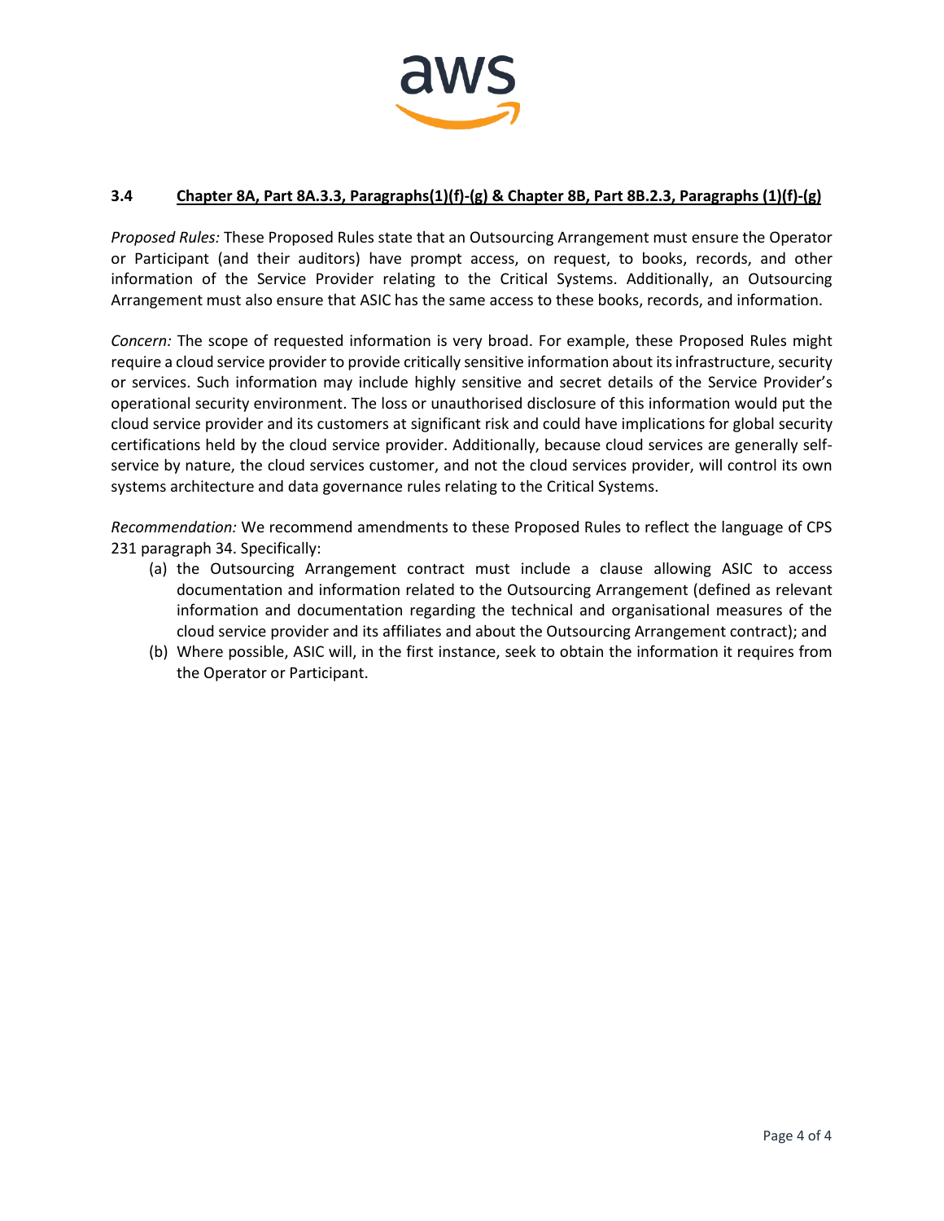### 3.4 Chapter 8A, Part 8A.3.3, Paragraphs(1)(f)-(g) & Chapter 8B, Part 8B.2.3, Paragraphs (1)(f)-(g)

*Proposed Rules:* These Proposed Rules state that an Outsourcing Arrangement must ensure the Operator or Participant (and their auditors) have prompt access, on request, to books, records, and other information of the Service Provider relating to the Critical Systems. Additionally, an Outsourcing Arrangement must also ensure that ASIC has the same access to these books, records, and information.

*Concern:* The scope of requested information is very broad. For example, these Proposed Rules might require a cloud service provider to provide critically sensitive information about its infrastructure, security or services. Such information may include highly sensitive and secret details of the Service Provider's operational security environment. The loss or unauthorised disclosure of this information would put the cloud service provider and its customers at significant risk and could have implications for global security certifications held by the cloud service provider. Additionally, because cloud services are generally self-service by nature, the cloud services customer, and not the cloud services provider, will control its own systems architecture and data governance rules relating to the Critical Systems.

*Recommendation:* We recommend amendments to these Proposed Rules to reflect the language of CPS 231 paragraph 34. Specifically:

(a) the Outsourcing Arrangement contract must include a clause allowing ASIC to access documentation and information related to the Outsourcing Arrangement (defined as relevant information and documentation regarding the technical and organisational measures of the cloud service provider and its affiliates and about the Outsourcing Arrangement contract); and

(b) Where possible, ASIC will, in the first instance, seek to obtain the information it requires from the Operator or Participant.